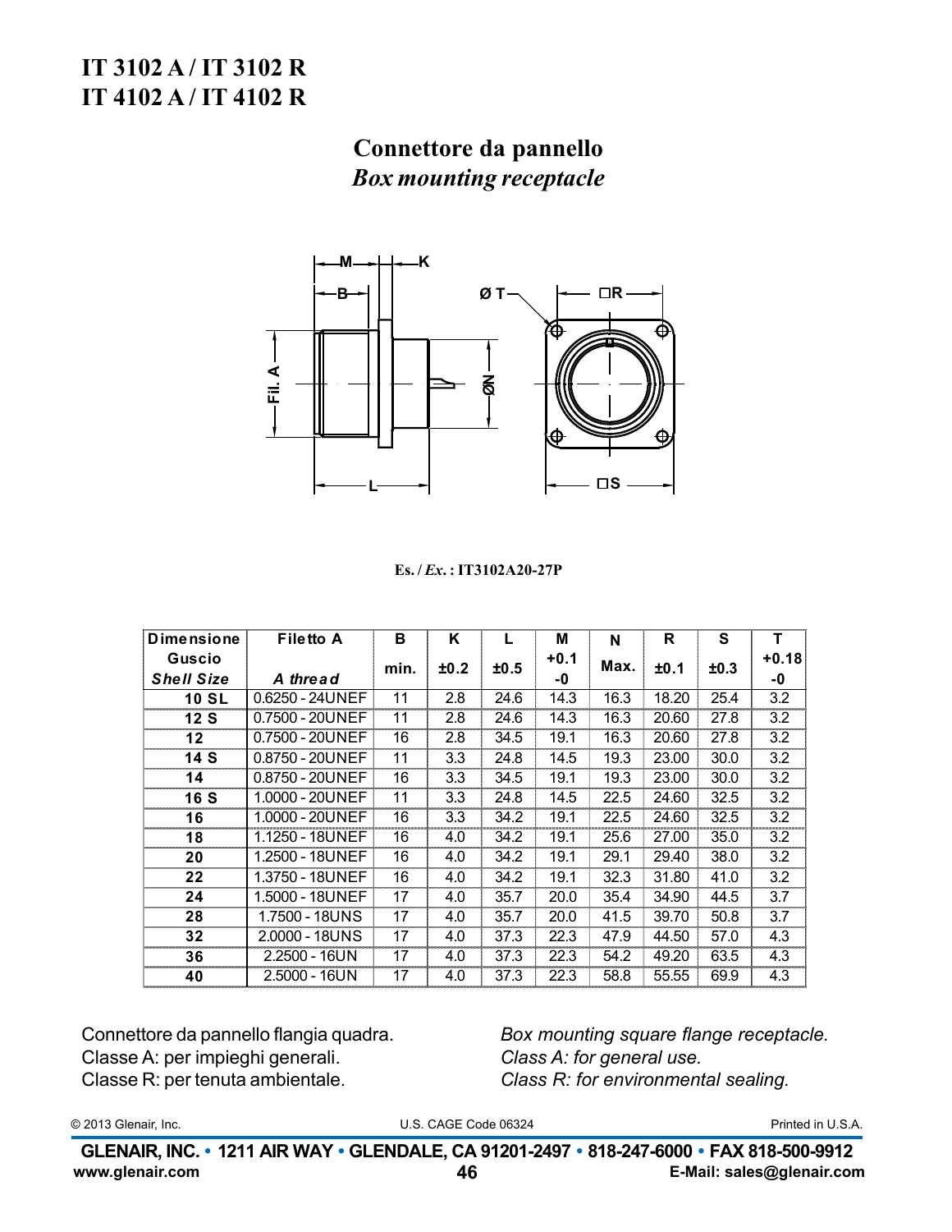# IT 3102 A / IT 3102 R
# IT 4102 A / IT 4102 R

## Connettore da pannello
## *Box mounting receptacle*

**Es. / *Ex.* : IT3102A20-27P**

| Dimensione Guscio *Shell Size* | Filetto A *A thread* | B min. | K ±0.2 | L ±0.5 | M +0.1 -0 | N Max. | R ±0.1 | S ±0.3 | T +0.18 -0 |
|---|---|---|---|---|---|---|---|---|---|
| 10 SL | 0.6250 - 24UNEF | 11 | 2.8 | 24.6 | 14.3 | 16.3 | 18.20 | 25.4 | 3.2 |
| 12 S | 0.7500 - 20UNEF | 11 | 2.8 | 24.6 | 14.3 | 16.3 | 20.60 | 27.8 | 3.2 |
| 12 | 0.7500 - 20UNEF | 16 | 2.8 | 34.5 | 19.1 | 16.3 | 20.60 | 27.8 | 3.2 |
| 14 S | 0.8750 - 20UNEF | 11 | 3.3 | 24.8 | 14.5 | 19.3 | 23.00 | 30.0 | 3.2 |
| 14 | 0.8750 - 20UNEF | 16 | 3.3 | 34.5 | 19.1 | 19.3 | 23.00 | 30.0 | 3.2 |
| 16 S | 1.0000 - 20UNEF | 11 | 3.3 | 24.8 | 14.5 | 22.5 | 24.60 | 32.5 | 3.2 |
| 16 | 1.0000 - 20UNEF | 16 | 3.3 | 34.2 | 19.1 | 22.5 | 24.60 | 32.5 | 3.2 |
| 18 | 1.1250 - 18UNEF | 16 | 4.0 | 34.2 | 19.1 | 25.6 | 27.00 | 35.0 | 3.2 |
| 20 | 1.2500 - 18UNEF | 16 | 4.0 | 34.2 | 19.1 | 29.1 | 29.40 | 38.0 | 3.2 |
| 22 | 1.3750 - 18UNEF | 16 | 4.0 | 34.2 | 19.1 | 32.3 | 31.80 | 41.0 | 3.2 |
| 24 | 1.5000 - 18UNEF | 17 | 4.0 | 35.7 | 20.0 | 35.4 | 34.90 | 44.5 | 3.7 |
| 28 | 1.7500 - 18UNS | 17 | 4.0 | 35.7 | 20.0 | 41.5 | 39.70 | 50.8 | 3.7 |
| 32 | 2.0000 - 18UNS | 17 | 4.0 | 37.3 | 22.3 | 47.9 | 44.50 | 57.0 | 4.3 |
| 36 | 2.2500 - 16UN | 17 | 4.0 | 37.3 | 22.3 | 54.2 | 49.20 | 63.5 | 4.3 |
| 40 | 2.5000 - 16UN | 17 | 4.0 | 37.3 | 22.3 | 58.8 | 55.55 | 69.9 | 4.3 |

Connettore da pannello flangia quadra.
Classe A: per impieghi generali.
Classe R: per tenuta ambientale.

*Box mounting square flange receptacle.*
*Class A: for general use.*
*Class R: for environmental sealing.*

© 2013 Glenair, Inc. U.S. CAGE Code 06324 Printed in U.S.A.

**GLENAIR, INC. • 1211 AIR WAY • GLENDALE, CA 91201-2497 • 818-247-6000 • FAX 818-500-9912**
**www.glenair.com** **E-Mail: sales@glenair.com**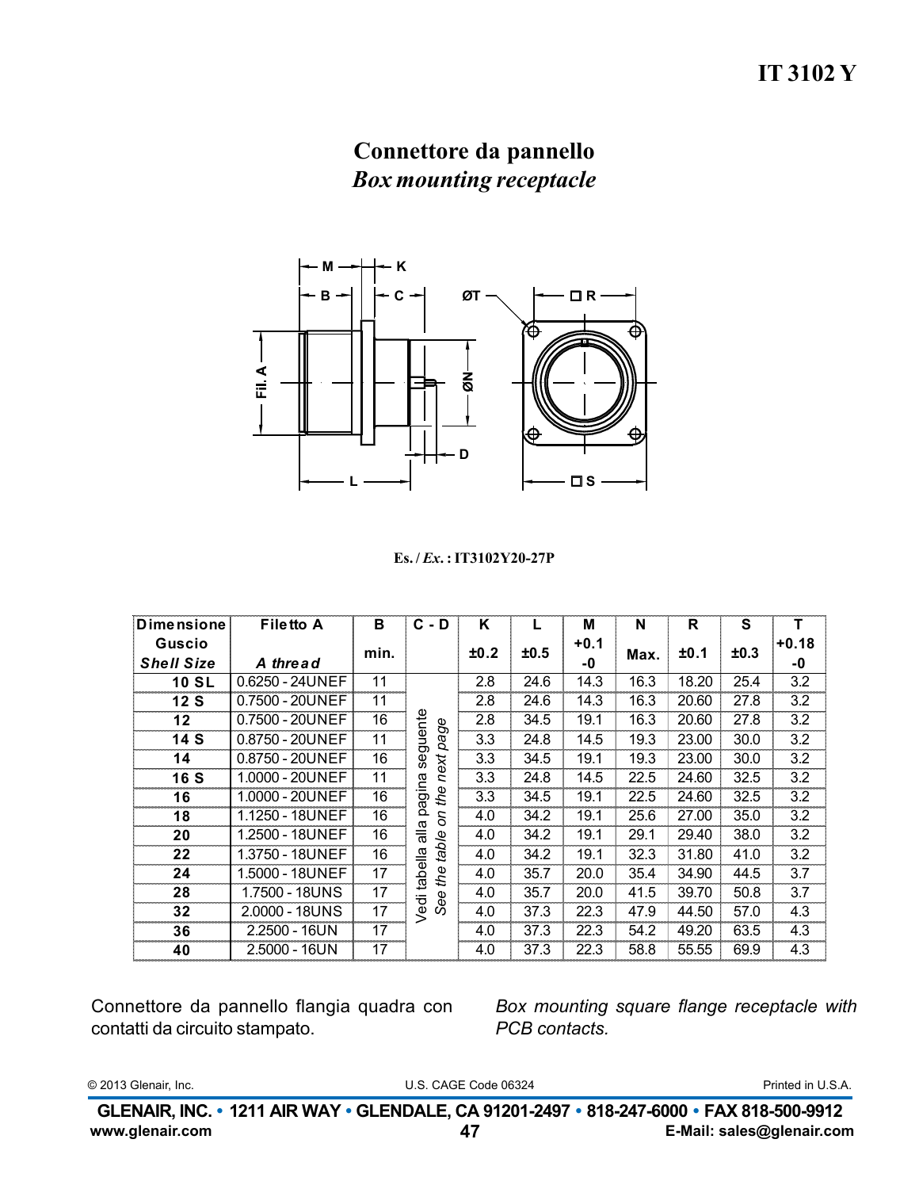# IT 3102 Y

## Connettore da pannello
## *Box mounting receptacle*

**Es. / *Ex.* : IT3102Y20-27P**

| Dimensione Guscio *Shell Size* | Filetto A *A thread* | B min. | C - D | K ±0.2 | L ±0.5 | M +0.1 -0 | N Max. | R ±0.1 | S ±0.3 | T +0.18 -0 |
|---|---|---|---|---|---|---|---|---|---|---|
| 10 SL | 0.6250 - 24UNEF | 11 | Vedi tabella alla pagina seguente *See the table on the next page* | 2.8 | 24.6 | 14.3 | 16.3 | 18.20 | 25.4 | 3.2 |
| 12 S | 0.7500 - 20UNEF | 11 | | 2.8 | 24.6 | 14.3 | 16.3 | 20.60 | 27.8 | 3.2 |
| 12 | 0.7500 - 20UNEF | 16 | | 2.8 | 34.5 | 19.1 | 16.3 | 20.60 | 27.8 | 3.2 |
| 14 S | 0.8750 - 20UNEF | 11 | | 3.3 | 24.8 | 14.5 | 19.3 | 23.00 | 30.0 | 3.2 |
| 14 | 0.8750 - 20UNEF | 16 | | 3.3 | 34.5 | 19.1 | 19.3 | 23.00 | 30.0 | 3.2 |
| 16 S | 1.0000 - 20UNEF | 11 | | 3.3 | 24.8 | 14.5 | 22.5 | 24.60 | 32.5 | 3.2 |
| 16 | 1.0000 - 20UNEF | 16 | | 3.3 | 34.5 | 19.1 | 22.5 | 24.60 | 32.5 | 3.2 |
| 18 | 1.1250 - 18UNEF | 16 | | 4.0 | 34.2 | 19.1 | 25.6 | 27.00 | 35.0 | 3.2 |
| 20 | 1.2500 - 18UNEF | 16 | | 4.0 | 34.2 | 19.1 | 29.1 | 29.40 | 38.0 | 3.2 |
| 22 | 1.3750 - 18UNEF | 16 | | 4.0 | 34.2 | 19.1 | 32.3 | 31.80 | 41.0 | 3.2 |
| 24 | 1.5000 - 18UNEF | 17 | | 4.0 | 35.7 | 20.0 | 35.4 | 34.90 | 44.5 | 3.7 |
| 28 | 1.7500 - 18UNS | 17 | | 4.0 | 35.7 | 20.0 | 41.5 | 39.70 | 50.8 | 3.7 |
| 32 | 2.0000 - 18UNS | 17 | | 4.0 | 37.3 | 22.3 | 47.9 | 44.50 | 57.0 | 4.3 |
| 36 | 2.2500 - 16UN | 17 | | 4.0 | 37.3 | 22.3 | 54.2 | 49.20 | 63.5 | 4.3 |
| 40 | 2.5000 - 16UN | 17 | | 4.0 | 37.3 | 22.3 | 58.8 | 55.55 | 69.9 | 4.3 |

Connettore da pannello flangia quadra con contatti da circuito stampato.

*Box mounting square flange receptacle with PCB contacts.*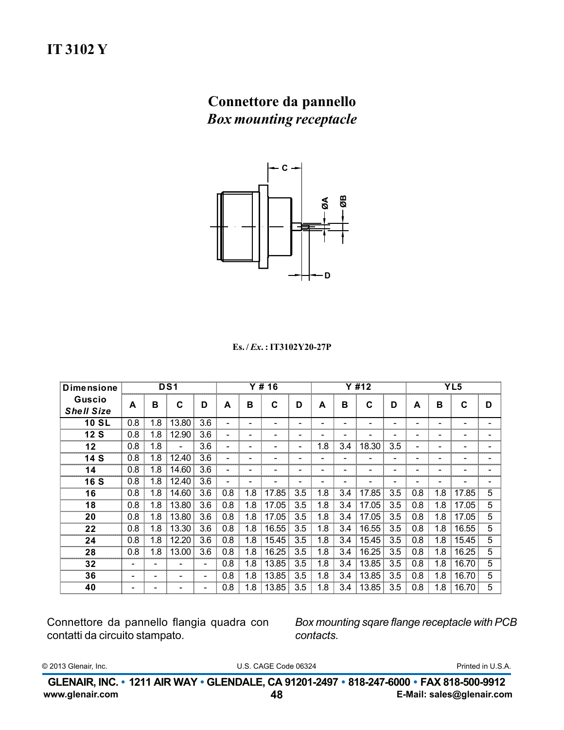# IT 3102 Y

## Connettore da pannello

## *Box mounting receptacle*

C

ØA

ØB

D

**Es. / *Ex.* : IT3102Y20-27P**

| Dimensione Guscio *Shell Size* | DS1 | | | | Y # 16 | | | | Y #12 | | | | YL5 | | | |
|---|---|---|---|---|---|---|---|---|---|---|---|---|---|---|---|---|
| | A | B | C | D | A | B | C | D | A | B | C | D | A | B | C | D |
| 10 SL | 0.8 | 1.8 | 13.80 | 3.6 | - | - | - | - | - | - | - | - | - | - | - | - |
| 12 S | 0.8 | 1.8 | 12.90 | 3.6 | - | - | - | - | - | - | - | - | - | - | - | - |
| 12 | 0.8 | 1.8 | - | 3.6 | - | - | - | - | 1.8 | 3.4 | 18.30 | 3.5 | - | - | - | - |
| 14 S | 0.8 | 1.8 | 12.40 | 3.6 | - | - | - | - | - | - | - | - | - | - | - | - |
| 14 | 0.8 | 1.8 | 14.60 | 3.6 | - | - | - | - | - | - | - | - | - | - | - | - |
| 16 S | 0.8 | 1.8 | 12.40 | 3.6 | - | - | - | - | - | - | - | - | - | - | - | - |
| 16 | 0.8 | 1.8 | 14.60 | 3.6 | 0.8 | 1.8 | 17.85 | 3.5 | 1.8 | 3.4 | 17.85 | 3.5 | 0.8 | 1.8 | 17.85 | 5 |
| 18 | 0.8 | 1.8 | 13.80 | 3.6 | 0.8 | 1.8 | 17.05 | 3.5 | 1.8 | 3.4 | 17.05 | 3.5 | 0.8 | 1.8 | 17.05 | 5 |
| 20 | 0.8 | 1.8 | 13.80 | 3.6 | 0.8 | 1.8 | 17.05 | 3.5 | 1.8 | 3.4 | 17.05 | 3.5 | 0.8 | 1.8 | 17.05 | 5 |
| 22 | 0.8 | 1.8 | 13.30 | 3.6 | 0.8 | 1.8 | 16.55 | 3.5 | 1.8 | 3.4 | 16.55 | 3.5 | 0.8 | 1.8 | 16.55 | 5 |
| 24 | 0.8 | 1.8 | 12.20 | 3.6 | 0.8 | 1.8 | 15.45 | 3.5 | 1.8 | 3.4 | 15.45 | 3.5 | 0.8 | 1.8 | 15.45 | 5 |
| 28 | 0.8 | 1.8 | 13.00 | 3.6 | 0.8 | 1.8 | 16.25 | 3.5 | 1.8 | 3.4 | 16.25 | 3.5 | 0.8 | 1.8 | 16.25 | 5 |
| 32 | - | - | - | - | 0.8 | 1.8 | 13.85 | 3.5 | 1.8 | 3.4 | 13.85 | 3.5 | 0.8 | 1.8 | 16.70 | 5 |
| 36 | - | - | - | - | 0.8 | 1.8 | 13.85 | 3.5 | 1.8 | 3.4 | 13.85 | 3.5 | 0.8 | 1.8 | 16.70 | 5 |
| 40 | - | - | - | - | 0.8 | 1.8 | 13.85 | 3.5 | 1.8 | 3.4 | 13.85 | 3.5 | 0.8 | 1.8 | 16.70 | 5 |

Connettore da pannello flangia quadra con contatti da circuito stampato.

*Box mounting sqare flange receptacle with PCB contacts.*

© 2013 Glenair, Inc. U.S. CAGE Code 06324 Printed in U.S.A.

**GLENAIR, INC. • 1211 AIR WAY • GLENDALE, CA 91201-2497 • 818-247-6000 • FAX 818-500-9912**

**www.glenair.com** **E-Mail: sales@glenair.com**